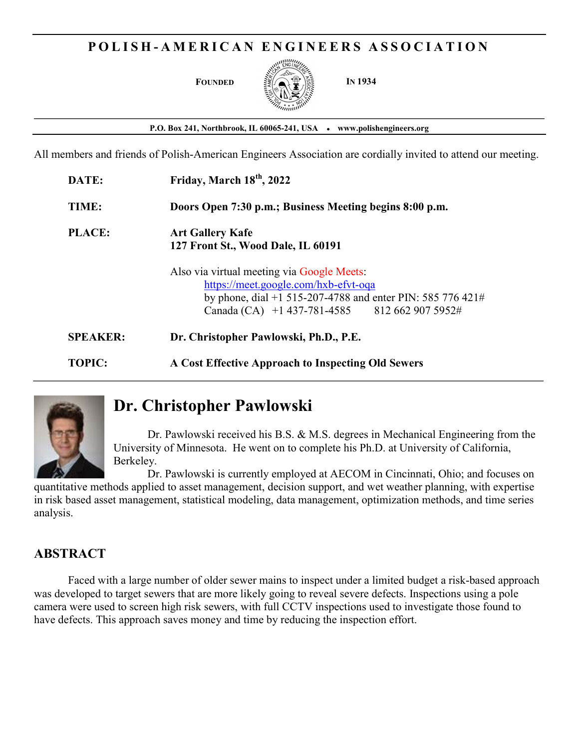# POLISH-AMERICAN ENGINEERS ASSOCIATION

**FOUNDED IN 1934**

**P.O. Box 241, Northbrook, IL 60065-241, USA • www.polishengineers.org**

All members and friends of Polish-American Engineers Association are cordially invited to attend our meeting.

**DATE:** **Friday, March 18th, 2022**

**TIME:** **Doors Open 7:30 p.m.; Business Meeting begins 8:00 p.m.**

**PLACE:** **Art Gallery Kafe**
**127 Front St., Wood Dale, IL 60191**

Also via virtual meeting via Google Meets:
https://meet.google.com/hxb-efvt-oqa
by phone, dial +1 515-207-4788 and enter PIN: 585 776 421#
Canada (CA) +1 437-781-4585 812 662 907 5952#

**SPEAKER:** **Dr. Christopher Pawlowski, Ph.D., P.E.**

**TOPIC:** **A Cost Effective Approach to Inspecting Old Sewers**

## Dr. Christopher Pawlowski

Dr. Pawlowski received his B.S. & M.S. degrees in Mechanical Engineering from the University of Minnesota. He went on to complete his Ph.D. at University of California, Berkeley.

Dr. Pawlowski is currently employed at AECOM in Cincinnati, Ohio; and focuses on quantitative methods applied to asset management, decision support, and wet weather planning, with expertise in risk based asset management, statistical modeling, data management, optimization methods, and time series analysis.

## ABSTRACT

Faced with a large number of older sewer mains to inspect under a limited budget a risk-based approach was developed to target sewers that are more likely going to reveal severe defects. Inspections using a pole camera were used to screen high risk sewers, with full CCTV inspections used to investigate those found to have defects. This approach saves money and time by reducing the inspection effort.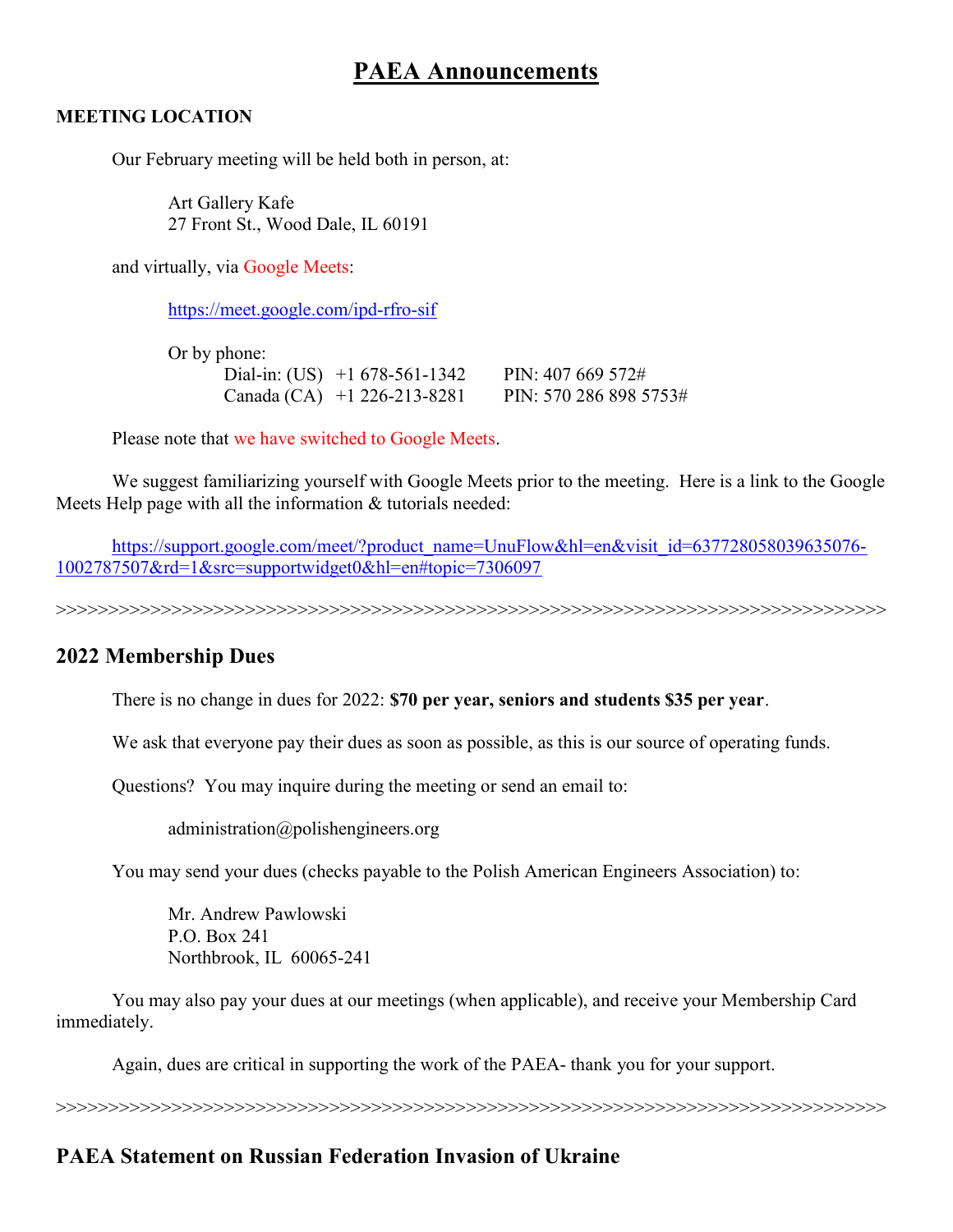# PAEA Announcements

**MEETING LOCATION**

Our February meeting will be held both in person, at:

Art Gallery Kafe
27 Front St., Wood Dale, IL 60191

and virtually, via Google Meets:

https://meet.google.com/ipd-rfro-sif

Or by phone:

| | | |
|---|---|---|
| Dial-in: (US) | +1 678-561-1342 | PIN: 407 669 572# |
| Canada (CA) | +1 226-213-8281 | PIN: 570 286 898 5753# |

Please note that we have switched to Google Meets.

We suggest familiarizing yourself with Google Meets prior to the meeting. Here is a link to the Google Meets Help page with all the information & tutorials needed:

https://support.google.com/meet/?product_name=UnuFlow&hl=en&visit_id=637728058039635076-1002787507&rd=1&src=supportwidget0&hl=en#topic=7306097

>>>>>>>>>>>>>>>>>>>>>>>>>>>>>>>>>>>>>>>>>>>>>>>>>>>>>>>>>>>>>>>>>>>>>>>>>>>>>>>>>>>

## 2022 Membership Dues

There is no change in dues for 2022: **$70 per year, seniors and students $35 per year**.

We ask that everyone pay their dues as soon as possible, as this is our source of operating funds.

Questions? You may inquire during the meeting or send an email to:

administration@polishengineers.org

You may send your dues (checks payable to the Polish American Engineers Association) to:

Mr. Andrew Pawlowski
P.O. Box 241
Northbrook, IL 60065-241

You may also pay your dues at our meetings (when applicable), and receive your Membership Card immediately.

Again, dues are critical in supporting the work of the PAEA- thank you for your support.

>>>>>>>>>>>>>>>>>>>>>>>>>>>>>>>>>>>>>>>>>>>>>>>>>>>>>>>>>>>>>>>>>>>>>>>>>>>>>>>>>>>

## PAEA Statement on Russian Federation Invasion of Ukraine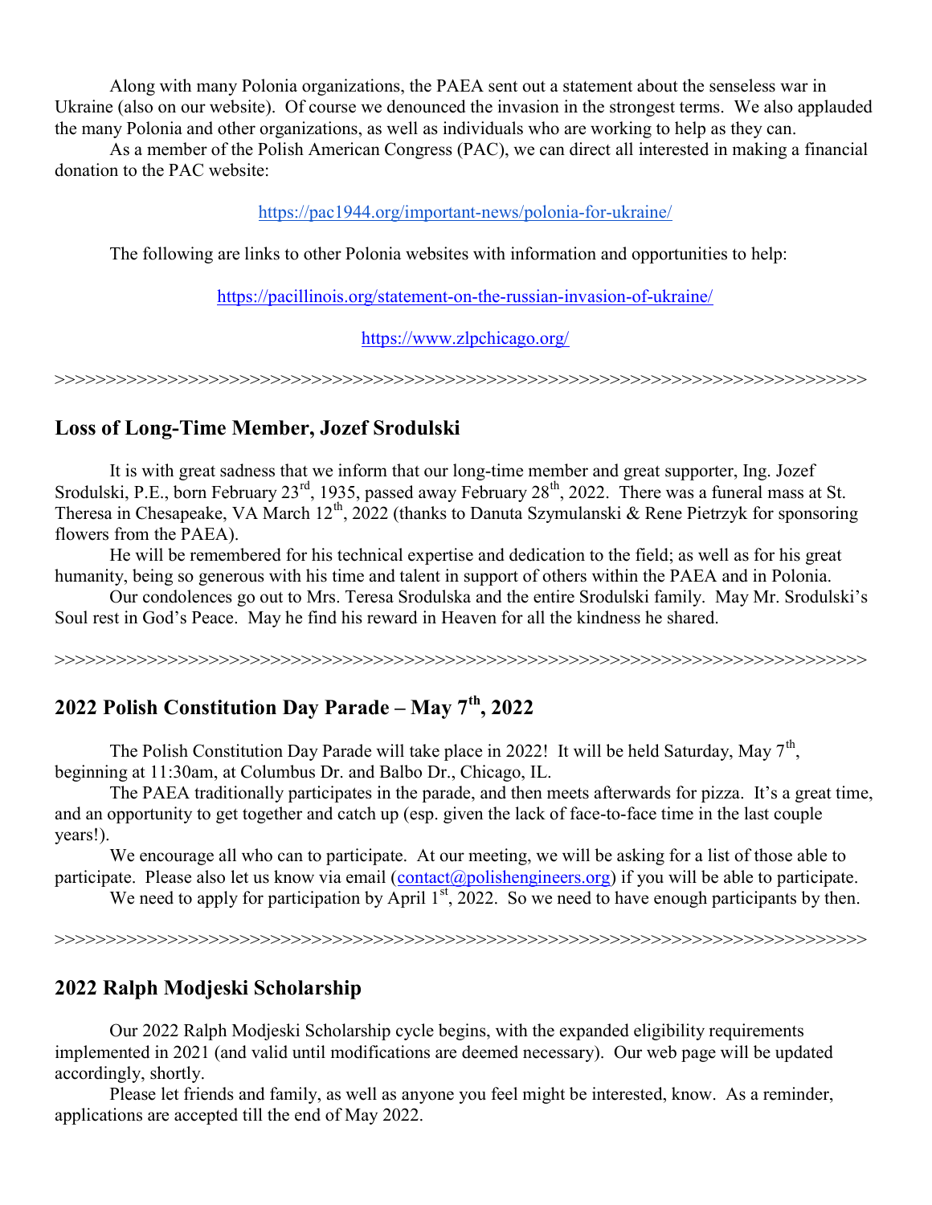Along with many Polonia organizations, the PAEA sent out a statement about the senseless war in Ukraine (also on our website). Of course we denounced the invasion in the strongest terms. We also applauded the many Polonia and other organizations, as well as individuals who are working to help as they can.

As a member of the Polish American Congress (PAC), we can direct all interested in making a financial donation to the PAC website:

https://pac1944.org/important-news/polonia-for-ukraine/

The following are links to other Polonia websites with information and opportunities to help:

https://pacillinois.org/statement-on-the-russian-invasion-of-ukraine/

https://www.zlpchicago.org/

>>>>>>>>>>>>>>>>>>>>>>>>>>>>>>>>>>>>>>>>>>>>>>>>>>>>>>>>>>>>>>>>>>>>>>>>>>>>>>>>>>>

## Loss of Long-Time Member, Jozef Srodulski

It is with great sadness that we inform that our long-time member and great supporter, Ing. Jozef Srodulski, P.E., born February 23rd, 1935, passed away February 28th, 2022. There was a funeral mass at St. Theresa in Chesapeake, VA March 12th, 2022 (thanks to Danuta Szymulanski & Rene Pietrzyk for sponsoring flowers from the PAEA).

He will be remembered for his technical expertise and dedication to the field; as well as for his great humanity, being so generous with his time and talent in support of others within the PAEA and in Polonia.

Our condolences go out to Mrs. Teresa Srodulska and the entire Srodulski family. May Mr. Srodulski's Soul rest in God's Peace. May he find his reward in Heaven for all the kindness he shared.

>>>>>>>>>>>>>>>>>>>>>>>>>>>>>>>>>>>>>>>>>>>>>>>>>>>>>>>>>>>>>>>>>>>>>>>>>>>>>>>>>>>

## 2022 Polish Constitution Day Parade – May 7th, 2022

The Polish Constitution Day Parade will take place in 2022! It will be held Saturday, May 7th, beginning at 11:30am, at Columbus Dr. and Balbo Dr., Chicago, IL.

The PAEA traditionally participates in the parade, and then meets afterwards for pizza. It's a great time, and an opportunity to get together and catch up (esp. given the lack of face-to-face time in the last couple years!).

We encourage all who can to participate. At our meeting, we will be asking for a list of those able to participate. Please also let us know via email (contact@polishengineers.org) if you will be able to participate.

We need to apply for participation by April 1st, 2022. So we need to have enough participants by then.

>>>>>>>>>>>>>>>>>>>>>>>>>>>>>>>>>>>>>>>>>>>>>>>>>>>>>>>>>>>>>>>>>>>>>>>>>>>>>>>>>>>

## 2022 Ralph Modjeski Scholarship

Our 2022 Ralph Modjeski Scholarship cycle begins, with the expanded eligibility requirements implemented in 2021 (and valid until modifications are deemed necessary). Our web page will be updated accordingly, shortly.

Please let friends and family, as well as anyone you feel might be interested, know. As a reminder, applications are accepted till the end of May 2022.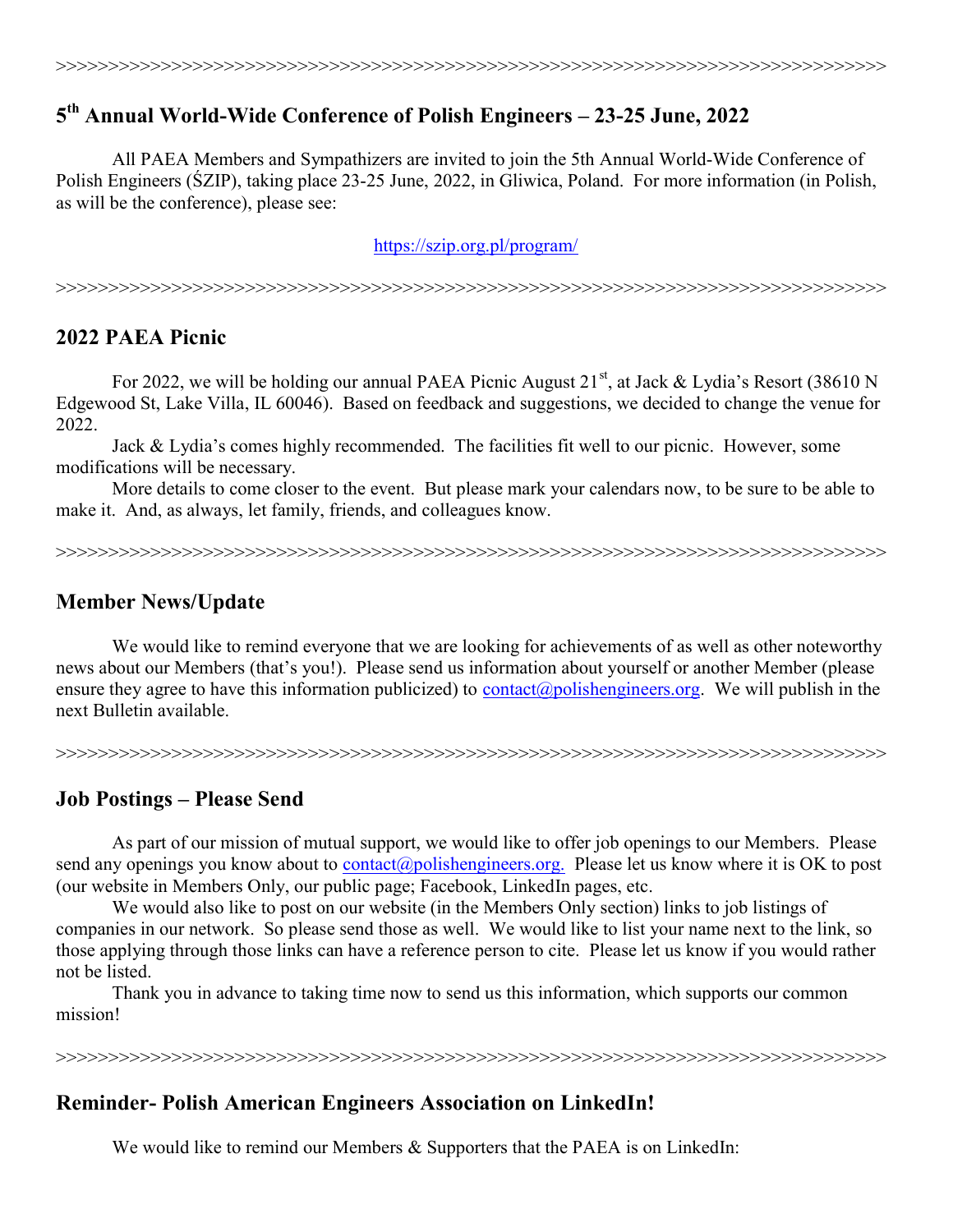>>>>>>>>>>>>>>>>>>>>>>>>>>>>>>>>>>>>>>>>>>>>>>>>>>>>>>>>>>>>>>>>>>>>>>>>>>>>>>>>>>>

## 5th Annual World-Wide Conference of Polish Engineers – 23-25 June, 2022

All PAEA Members and Sympathizers are invited to join the 5th Annual World-Wide Conference of Polish Engineers (ŚZIP), taking place 23-25 June, 2022, in Gliwica, Poland. For more information (in Polish, as will be the conference), please see:

https://szip.org.pl/program/

>>>>>>>>>>>>>>>>>>>>>>>>>>>>>>>>>>>>>>>>>>>>>>>>>>>>>>>>>>>>>>>>>>>>>>>>>>>>>>>>>>>

## 2022 PAEA Picnic

For 2022, we will be holding our annual PAEA Picnic August 21st, at Jack & Lydia's Resort (38610 N Edgewood St, Lake Villa, IL 60046). Based on feedback and suggestions, we decided to change the venue for 2022.

Jack & Lydia's comes highly recommended. The facilities fit well to our picnic. However, some modifications will be necessary.

More details to come closer to the event. But please mark your calendars now, to be sure to be able to make it. And, as always, let family, friends, and colleagues know.

>>>>>>>>>>>>>>>>>>>>>>>>>>>>>>>>>>>>>>>>>>>>>>>>>>>>>>>>>>>>>>>>>>>>>>>>>>>>>>>>>>>

## Member News/Update

We would like to remind everyone that we are looking for achievements of as well as other noteworthy news about our Members (that's you!). Please send us information about yourself or another Member (please ensure they agree to have this information publicized) to contact@polishengineers.org. We will publish in the next Bulletin available.

>>>>>>>>>>>>>>>>>>>>>>>>>>>>>>>>>>>>>>>>>>>>>>>>>>>>>>>>>>>>>>>>>>>>>>>>>>>>>>>>>>>

## Job Postings – Please Send

As part of our mission of mutual support, we would like to offer job openings to our Members. Please send any openings you know about to contact@polishengineers.org. Please let us know where it is OK to post (our website in Members Only, our public page; Facebook, LinkedIn pages, etc.

We would also like to post on our website (in the Members Only section) links to job listings of companies in our network. So please send those as well. We would like to list your name next to the link, so those applying through those links can have a reference person to cite. Please let us know if you would rather not be listed.

Thank you in advance to taking time now to send us this information, which supports our common mission!

>>>>>>>>>>>>>>>>>>>>>>>>>>>>>>>>>>>>>>>>>>>>>>>>>>>>>>>>>>>>>>>>>>>>>>>>>>>>>>>>>>>

## Reminder- Polish American Engineers Association on LinkedIn!

We would like to remind our Members & Supporters that the PAEA is on LinkedIn: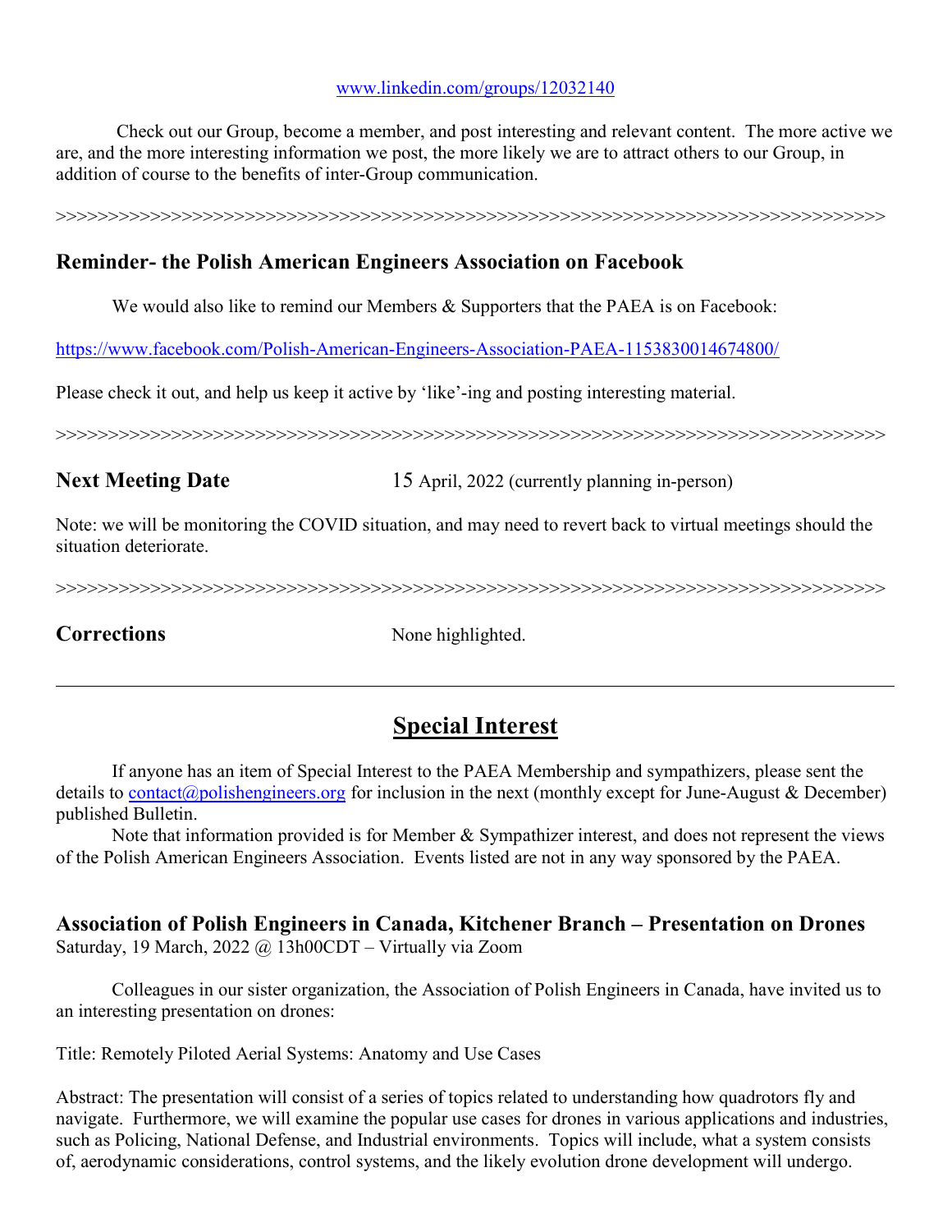www.linkedin.com/groups/12032140

Check out our Group, become a member, and post interesting and relevant content. The more active we are, and the more interesting information we post, the more likely we are to attract others to our Group, in addition of course to the benefits of inter-Group communication.

>>>>>>>>>>>>>>>>>>>>>>>>>>>>>>>>>>>>>>>>>>>>>>>>>>>>>>>>>>>>>>>>>>>>>>>>>>>>>>>>>>

### Reminder- the Polish American Engineers Association on Facebook

We would also like to remind our Members & Supporters that the PAEA is on Facebook:

https://www.facebook.com/Polish-American-Engineers-Association-PAEA-1153830014674800/

Please check it out, and help us keep it active by 'like'-ing and posting interesting material.

>>>>>>>>>>>>>>>>>>>>>>>>>>>>>>>>>>>>>>>>>>>>>>>>>>>>>>>>>>>>>>>>>>>>>>>>>>>>>>>>>>

**Next Meeting Date** 15 April, 2022 (currently planning in-person)

Note: we will be monitoring the COVID situation, and may need to revert back to virtual meetings should the situation deteriorate.

>>>>>>>>>>>>>>>>>>>>>>>>>>>>>>>>>>>>>>>>>>>>>>>>>>>>>>>>>>>>>>>>>>>>>>>>>>>>>>>>>>

**Corrections** None highlighted.

---

## Special Interest

If anyone has an item of Special Interest to the PAEA Membership and sympathizers, please sent the details to contact@polishengineers.org for inclusion in the next (monthly except for June-August & December) published Bulletin.

Note that information provided is for Member & Sympathizer interest, and does not represent the views of the Polish American Engineers Association. Events listed are not in any way sponsored by the PAEA.

### Association of Polish Engineers in Canada, Kitchener Branch – Presentation on Drones

Saturday, 19 March, 2022 @ 13h00CDT – Virtually via Zoom

Colleagues in our sister organization, the Association of Polish Engineers in Canada, have invited us to an interesting presentation on drones:

Title: Remotely Piloted Aerial Systems: Anatomy and Use Cases

Abstract: The presentation will consist of a series of topics related to understanding how quadrotors fly and navigate. Furthermore, we will examine the popular use cases for drones in various applications and industries, such as Policing, National Defense, and Industrial environments. Topics will include, what a system consists of, aerodynamic considerations, control systems, and the likely evolution drone development will undergo.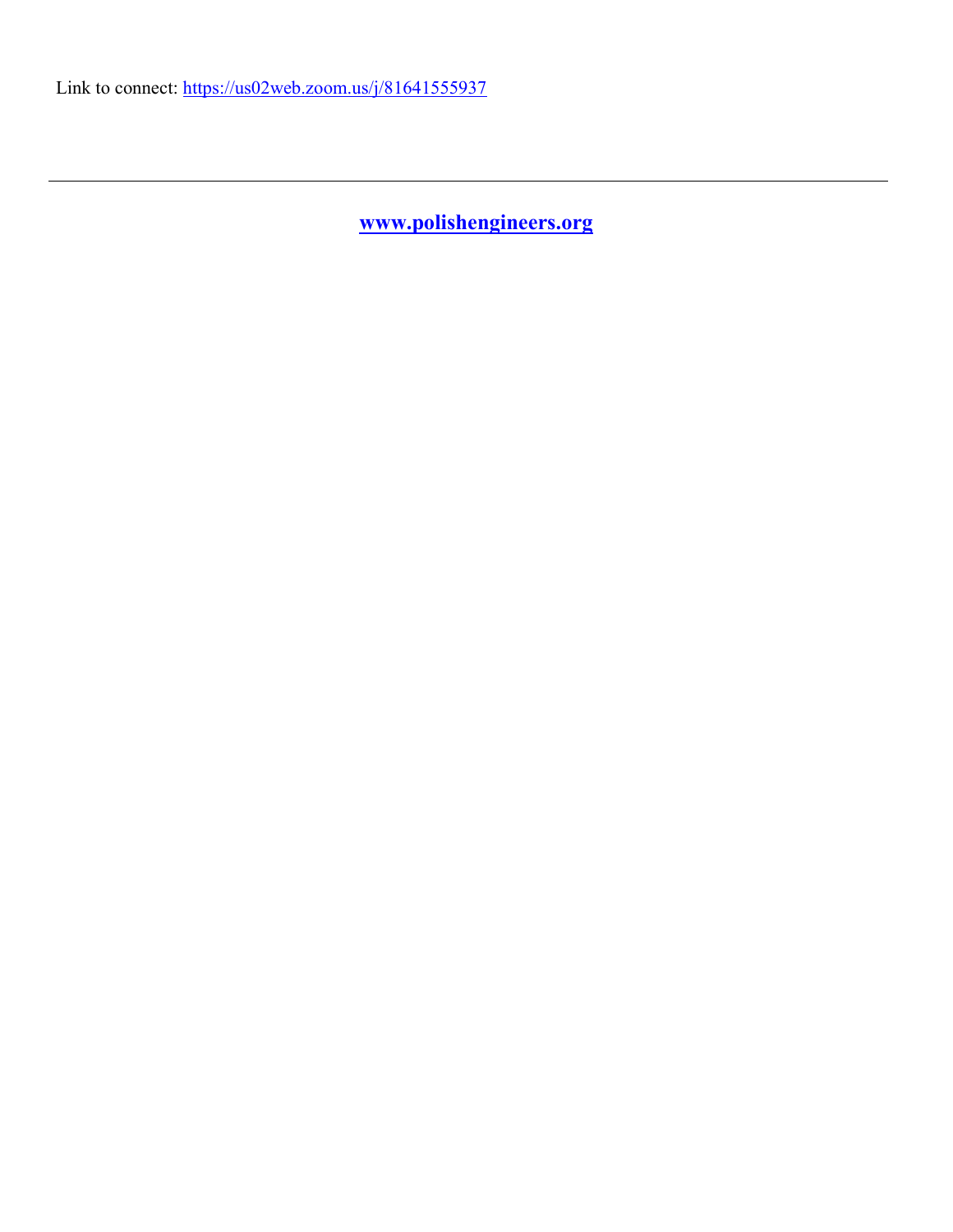Link to connect: https://us02web.zoom.us/j/81641555937

---

**www.polishengineers.org**